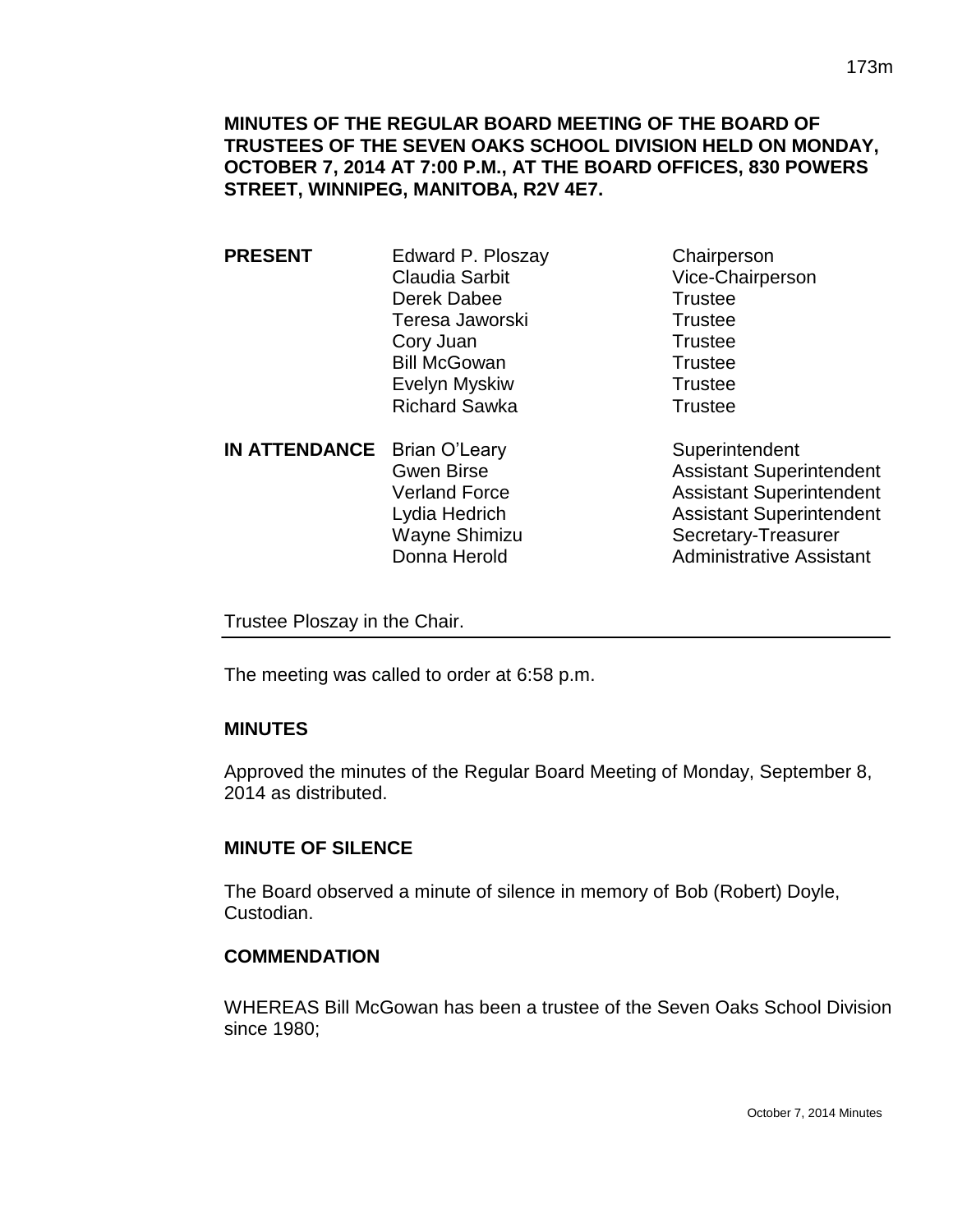**MINUTES OF THE REGULAR BOARD MEETING OF THE BOARD OF TRUSTEES OF THE SEVEN OAKS SCHOOL DIVISION HELD ON MONDAY, OCTOBER 7, 2014 AT 7:00 P.M., AT THE BOARD OFFICES, 830 POWERS STREET, WINNIPEG, MANITOBA, R2V 4E7.**

| | | |
|---|---|---|
| **PRESENT** | Edward P. Ploszay | Chairperson |
| | Claudia Sarbit | Vice-Chairperson |
| | Derek Dabee | Trustee |
| | Teresa Jaworski | Trustee |
| | Cory Juan | Trustee |
| | Bill McGowan | Trustee |
| | Evelyn Myskiw | Trustee |
| | Richard Sawka | Trustee |
| **IN ATTENDANCE** | Brian O'Leary | Superintendent |
| | Gwen Birse | Assistant Superintendent |
| | Verland Force | Assistant Superintendent |
| | Lydia Hedrich | Assistant Superintendent |
| | Wayne Shimizu | Secretary-Treasurer |
| | Donna Herold | Administrative Assistant |

Trustee Ploszay in the Chair.

---

The meeting was called to order at 6:58 p.m.

**MINUTES**

Approved the minutes of the Regular Board Meeting of Monday, September 8, 2014 as distributed.

**MINUTE OF SILENCE**

The Board observed a minute of silence in memory of Bob (Robert) Doyle, Custodian.

**COMMENDATION**

WHEREAS Bill McGowan has been a trustee of the Seven Oaks School Division since 1980;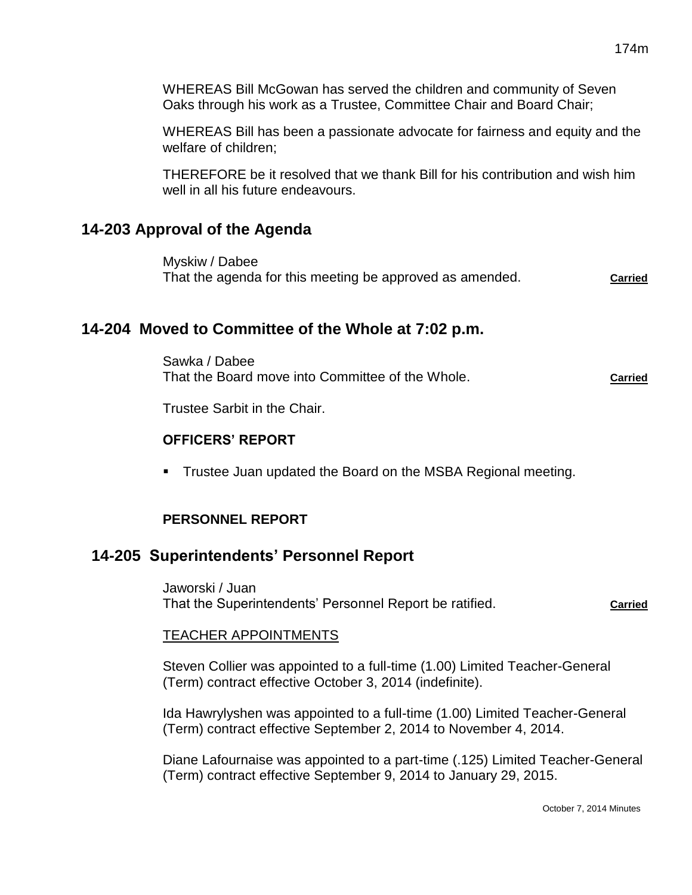WHEREAS Bill McGowan has served the children and community of Seven Oaks through his work as a Trustee, Committee Chair and Board Chair;

WHEREAS Bill has been a passionate advocate for fairness and equity and the welfare of children;

THEREFORE be it resolved that we thank Bill for his contribution and wish him well in all his future endeavours.

## 14-203 Approval of the Agenda

Myskiw / Dabee
That the agenda for this meeting be approved as amended. **Carried**

## 14-204 Moved to Committee of the Whole at 7:02 p.m.

Sawka / Dabee
That the Board move into Committee of the Whole. **Carried**

Trustee Sarbit in the Chair.

### OFFICERS' REPORT

- Trustee Juan updated the Board on the MSBA Regional meeting.

### PERSONNEL REPORT

## 14-205 Superintendents' Personnel Report

Jaworski / Juan
That the Superintendents' Personnel Report be ratified. **Carried**

TEACHER APPOINTMENTS

Steven Collier was appointed to a full-time (1.00) Limited Teacher-General (Term) contract effective October 3, 2014 (indefinite).

Ida Hawrylyshen was appointed to a full-time (1.00) Limited Teacher-General (Term) contract effective September 2, 2014 to November 4, 2014.

Diane Lafournaise was appointed to a part-time (.125) Limited Teacher-General (Term) contract effective September 9, 2014 to January 29, 2015.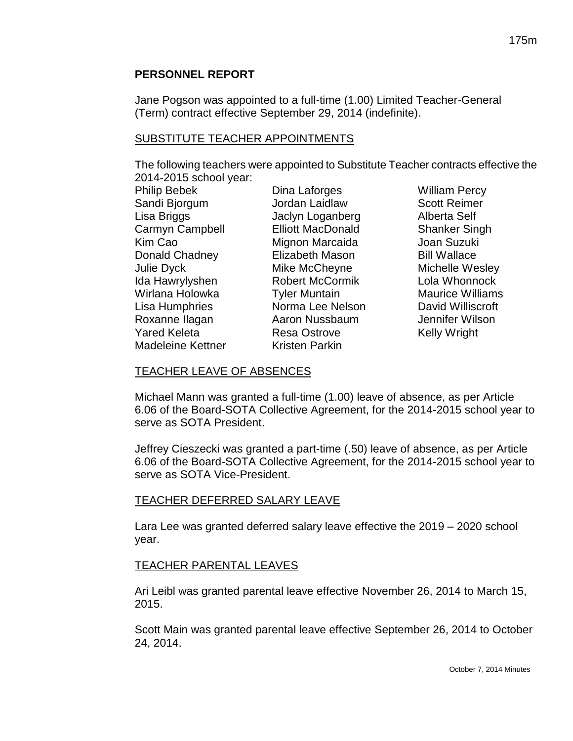## PERSONNEL REPORT

Jane Pogson was appointed to a full-time (1.00) Limited Teacher-General (Term) contract effective September 29, 2014 (indefinite).

### SUBSTITUTE TEACHER APPOINTMENTS

The following teachers were appointed to Substitute Teacher contracts effective the 2014-2015 school year:

- Philip Bebek
- Sandi Bjorgum
- Lisa Briggs
- Carmyn Campbell
- Kim Cao
- Donald Chadney
- Julie Dyck
- Ida Hawrylyshen
- Wirlana Holowka
- Lisa Humphries
- Roxanne Ilagan
- Yared Keleta
- Madeleine Kettner
- Dina Laforges
- Jordan Laidlaw
- Jaclyn Loganberg
- Elliott MacDonald
- Mignon Marcaida
- Elizabeth Mason
- Mike McCheyne
- Robert McCormik
- Tyler Muntain
- Norma Lee Nelson
- Aaron Nussbaum
- Resa Ostrove
- Kristen Parkin
- William Percy
- Scott Reimer
- Alberta Self
- Shanker Singh
- Joan Suzuki
- Bill Wallace
- Michelle Wesley
- Lola Whonnock
- Maurice Williams
- David Williscroft
- Jennifer Wilson
- Kelly Wright

### TEACHER LEAVE OF ABSENCES

Michael Mann was granted a full-time (1.00) leave of absence, as per Article 6.06 of the Board-SOTA Collective Agreement, for the 2014-2015 school year to serve as SOTA President.

Jeffrey Cieszecki was granted a part-time (.50) leave of absence, as per Article 6.06 of the Board-SOTA Collective Agreement, for the 2014-2015 school year to serve as SOTA Vice-President.

### TEACHER DEFERRED SALARY LEAVE

Lara Lee was granted deferred salary leave effective the 2019 – 2020 school year.

### TEACHER PARENTAL LEAVES

Ari Leibl was granted parental leave effective November 26, 2014 to March 15, 2015.

Scott Main was granted parental leave effective September 26, 2014 to October 24, 2014.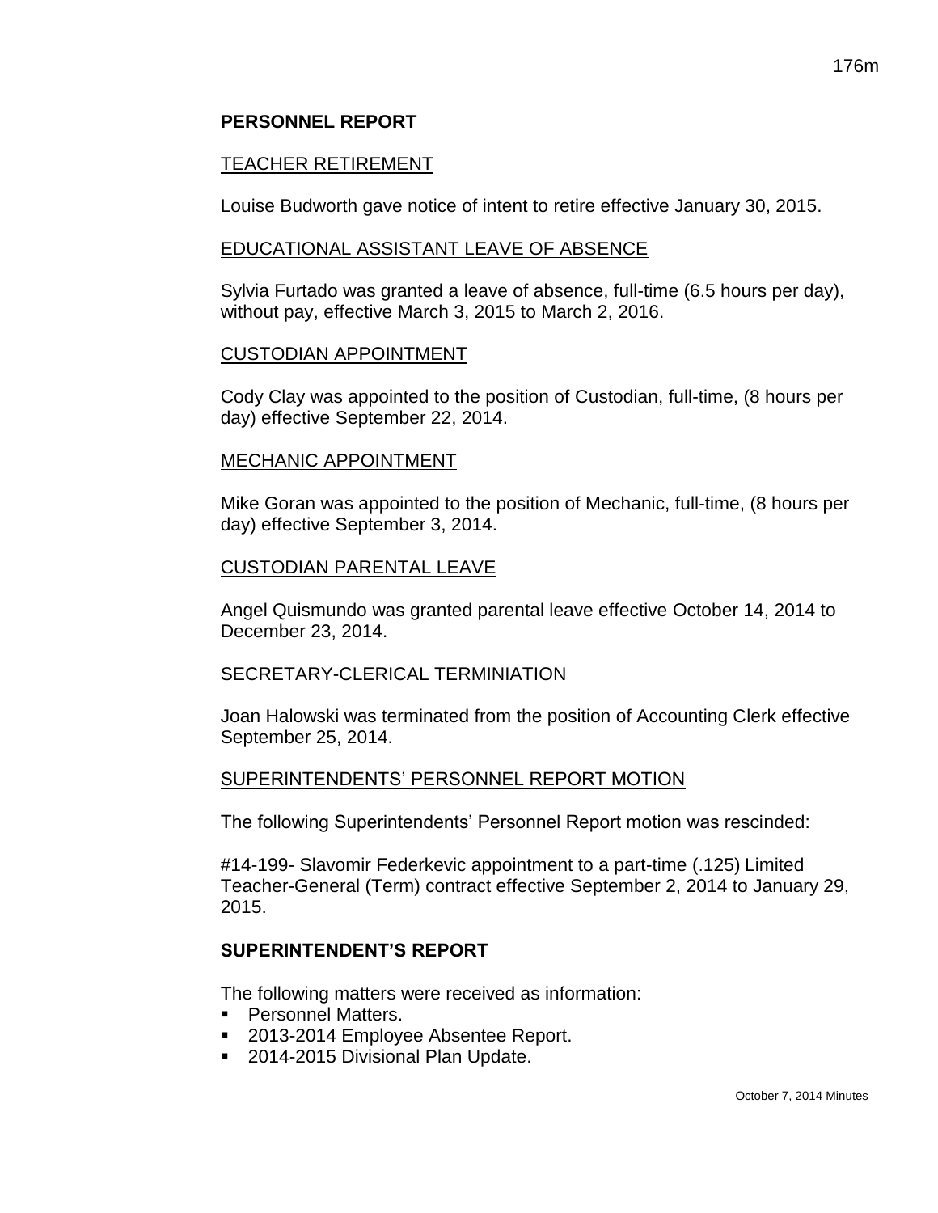## PERSONNEL REPORT

### TEACHER RETIREMENT

Louise Budworth gave notice of intent to retire effective January 30, 2015.

### EDUCATIONAL ASSISTANT LEAVE OF ABSENCE

Sylvia Furtado was granted a leave of absence, full-time (6.5 hours per day), without pay, effective March 3, 2015 to March 2, 2016.

### CUSTODIAN APPOINTMENT

Cody Clay was appointed to the position of Custodian, full-time, (8 hours per day) effective September 22, 2014.

### MECHANIC APPOINTMENT

Mike Goran was appointed to the position of Mechanic, full-time, (8 hours per day) effective September 3, 2014.

### CUSTODIAN PARENTAL LEAVE

Angel Quismundo was granted parental leave effective October 14, 2014 to December 23, 2014.

### SECRETARY-CLERICAL TERMINIATION

Joan Halowski was terminated from the position of Accounting Clerk effective September 25, 2014.

### SUPERINTENDENTS' PERSONNEL REPORT MOTION

The following Superintendents' Personnel Report motion was rescinded:

#14-199- Slavomir Federkevic appointment to a part-time (.125) Limited Teacher-General (Term) contract effective September 2, 2014 to January 29, 2015.

## SUPERINTENDENT'S REPORT

The following matters were received as information:

- Personnel Matters.
- 2013-2014 Employee Absentee Report.
- 2014-2015 Divisional Plan Update.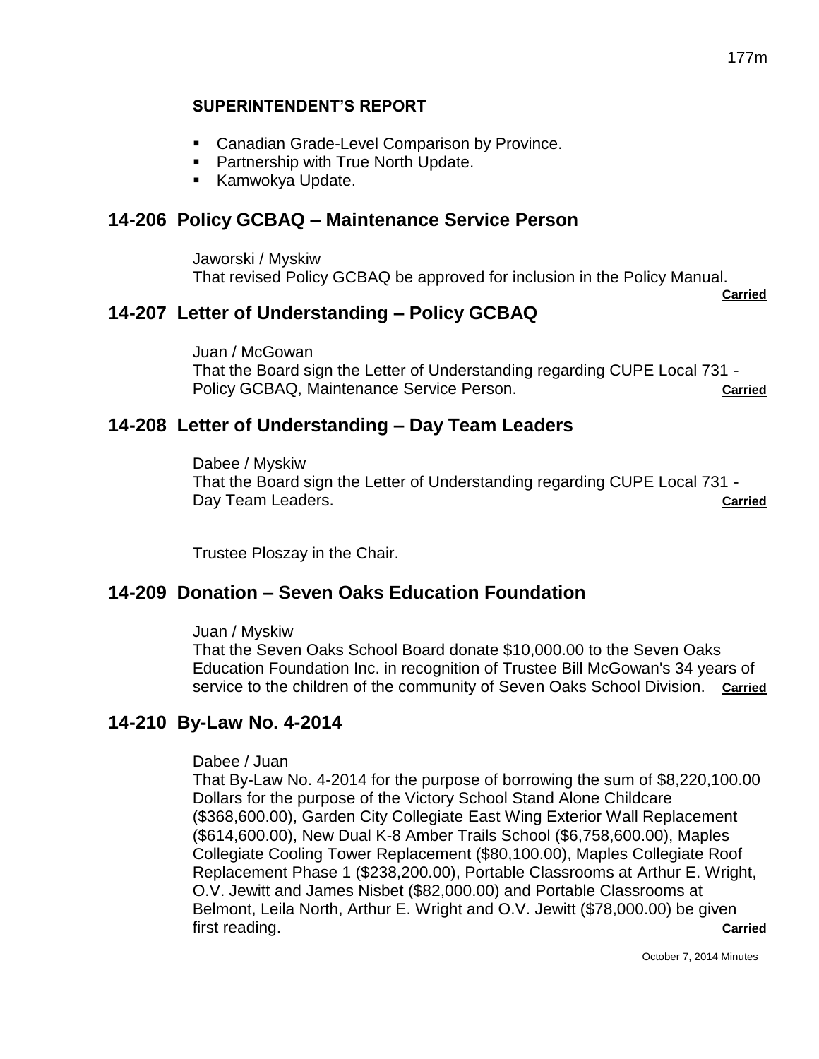#### SUPERINTENDENT'S REPORT

- Canadian Grade-Level Comparison by Province.
- Partnership with True North Update.
- Kamwokya Update.

## 14-206 Policy GCBAQ – Maintenance Service Person

Jaworski / Myskiw
That revised Policy GCBAQ be approved for inclusion in the Policy Manual.
**Carried**

## 14-207 Letter of Understanding – Policy GCBAQ

Juan / McGowan
That the Board sign the Letter of Understanding regarding CUPE Local 731 - Policy GCBAQ, Maintenance Service Person. **Carried**

## 14-208 Letter of Understanding – Day Team Leaders

Dabee / Myskiw
That the Board sign the Letter of Understanding regarding CUPE Local 731 - Day Team Leaders. **Carried**

Trustee Ploszay in the Chair.

## 14-209 Donation – Seven Oaks Education Foundation

Juan / Myskiw
That the Seven Oaks School Board donate $10,000.00 to the Seven Oaks Education Foundation Inc. in recognition of Trustee Bill McGowan's 34 years of service to the children of the community of Seven Oaks School Division. **Carried**

## 14-210 By-Law No. 4-2014

Dabee / Juan
That By-Law No. 4-2014 for the purpose of borrowing the sum of $8,220,100.00 Dollars for the purpose of the Victory School Stand Alone Childcare ($368,600.00), Garden City Collegiate East Wing Exterior Wall Replacement ($614,600.00), New Dual K-8 Amber Trails School ($6,758,600.00), Maples Collegiate Cooling Tower Replacement ($80,100.00), Maples Collegiate Roof Replacement Phase 1 ($238,200.00), Portable Classrooms at Arthur E. Wright, O.V. Jewitt and James Nisbet ($82,000.00) and Portable Classrooms at Belmont, Leila North, Arthur E. Wright and O.V. Jewitt ($78,000.00) be given first reading. **Carried**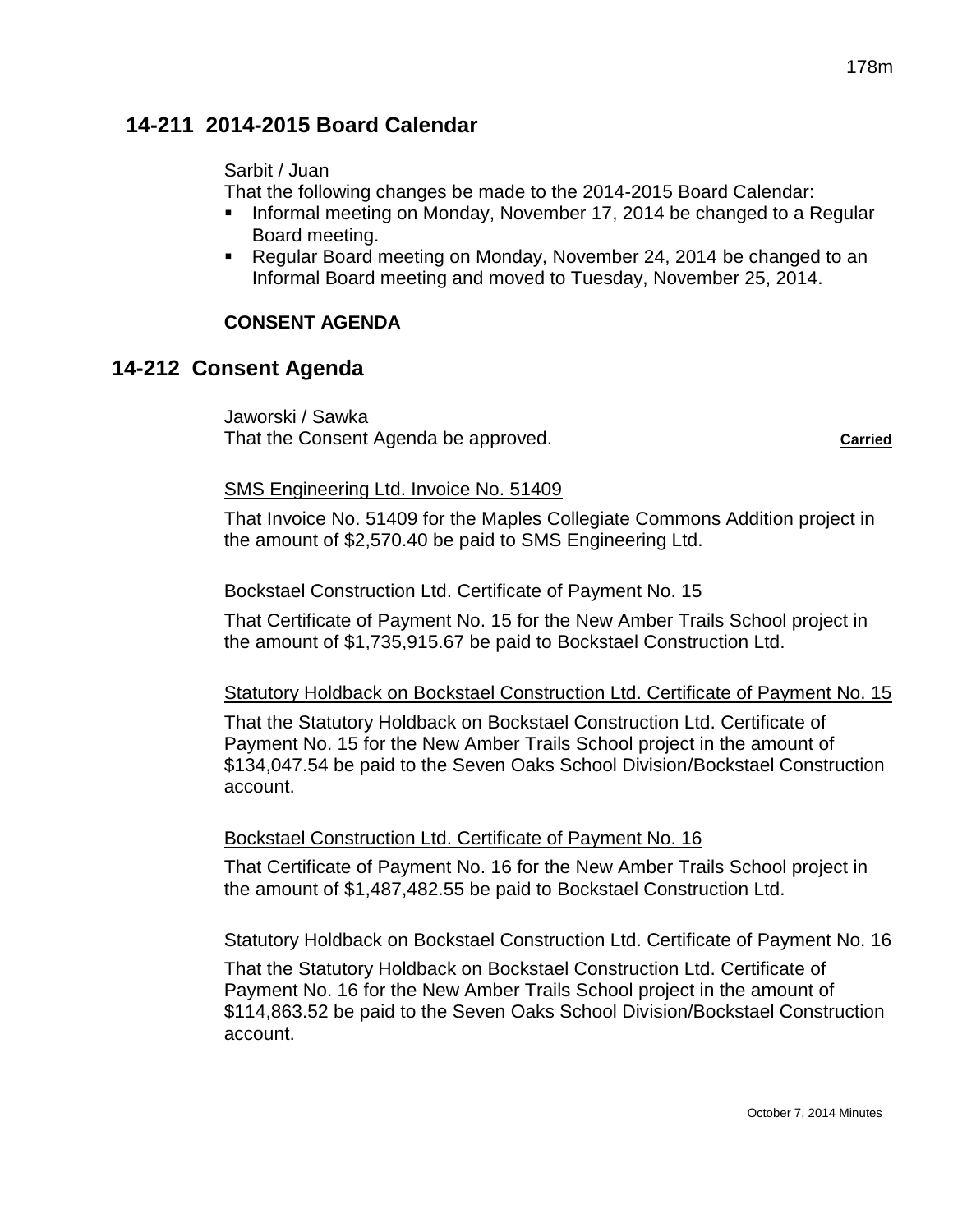## 14-211 2014-2015 Board Calendar

Sarbit / Juan
That the following changes be made to the 2014-2015 Board Calendar:

- Informal meeting on Monday, November 17, 2014 be changed to a Regular Board meeting.
- Regular Board meeting on Monday, November 24, 2014 be changed to an Informal Board meeting and moved to Tuesday, November 25, 2014.

**CONSENT AGENDA**

## 14-212 Consent Agenda

Jaworski / Sawka
That the Consent Agenda be approved. **Carried**

SMS Engineering Ltd. Invoice No. 51409

That Invoice No. 51409 for the Maples Collegiate Commons Addition project in the amount of $2,570.40 be paid to SMS Engineering Ltd.

Bockstael Construction Ltd. Certificate of Payment No. 15

That Certificate of Payment No. 15 for the New Amber Trails School project in the amount of $1,735,915.67 be paid to Bockstael Construction Ltd.

Statutory Holdback on Bockstael Construction Ltd. Certificate of Payment No. 15

That the Statutory Holdback on Bockstael Construction Ltd. Certificate of Payment No. 15 for the New Amber Trails School project in the amount of $134,047.54 be paid to the Seven Oaks School Division/Bockstael Construction account.

Bockstael Construction Ltd. Certificate of Payment No. 16

That Certificate of Payment No. 16 for the New Amber Trails School project in the amount of $1,487,482.55 be paid to Bockstael Construction Ltd.

Statutory Holdback on Bockstael Construction Ltd. Certificate of Payment No. 16

That the Statutory Holdback on Bockstael Construction Ltd. Certificate of Payment No. 16 for the New Amber Trails School project in the amount of $114,863.52 be paid to the Seven Oaks School Division/Bockstael Construction account.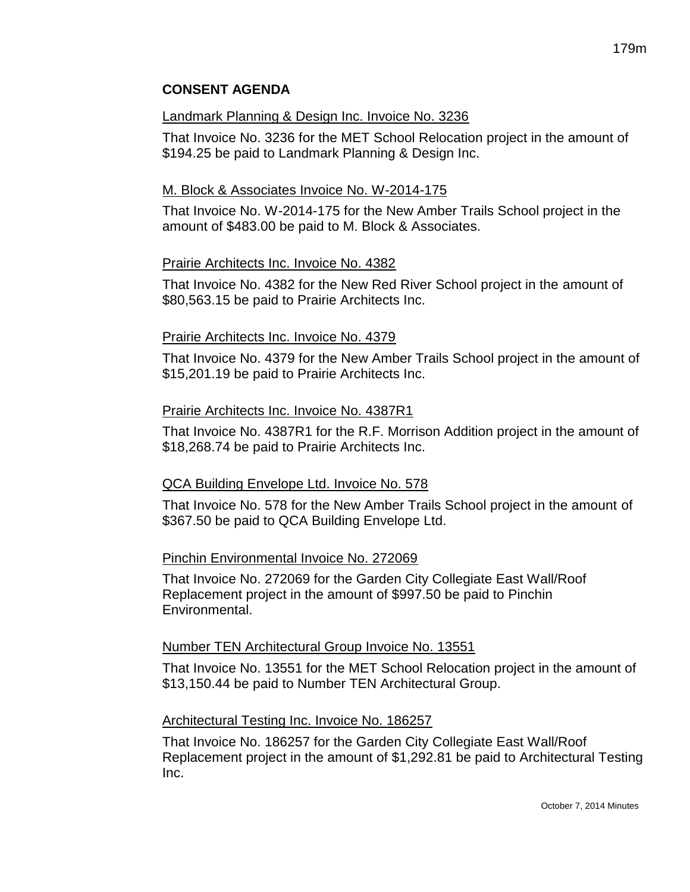**CONSENT AGENDA**

Landmark Planning & Design Inc. Invoice No. 3236

That Invoice No. 3236 for the MET School Relocation project in the amount of $194.25 be paid to Landmark Planning & Design Inc.

M. Block & Associates Invoice No. W-2014-175

That Invoice No. W-2014-175 for the New Amber Trails School project in the amount of $483.00 be paid to M. Block & Associates.

Prairie Architects Inc. Invoice No. 4382

That Invoice No. 4382 for the New Red River School project in the amount of $80,563.15 be paid to Prairie Architects Inc.

Prairie Architects Inc. Invoice No. 4379

That Invoice No. 4379 for the New Amber Trails School project in the amount of $15,201.19 be paid to Prairie Architects Inc.

Prairie Architects Inc. Invoice No. 4387R1

That Invoice No. 4387R1 for the R.F. Morrison Addition project in the amount of $18,268.74 be paid to Prairie Architects Inc.

QCA Building Envelope Ltd. Invoice No. 578

That Invoice No. 578 for the New Amber Trails School project in the amount of $367.50 be paid to QCA Building Envelope Ltd.

Pinchin Environmental Invoice No. 272069

That Invoice No. 272069 for the Garden City Collegiate East Wall/Roof Replacement project in the amount of $997.50 be paid to Pinchin Environmental.

Number TEN Architectural Group Invoice No. 13551

That Invoice No. 13551 for the MET School Relocation project in the amount of $13,150.44 be paid to Number TEN Architectural Group.

Architectural Testing Inc. Invoice No. 186257

That Invoice No. 186257 for the Garden City Collegiate East Wall/Roof Replacement project in the amount of $1,292.81 be paid to Architectural Testing Inc.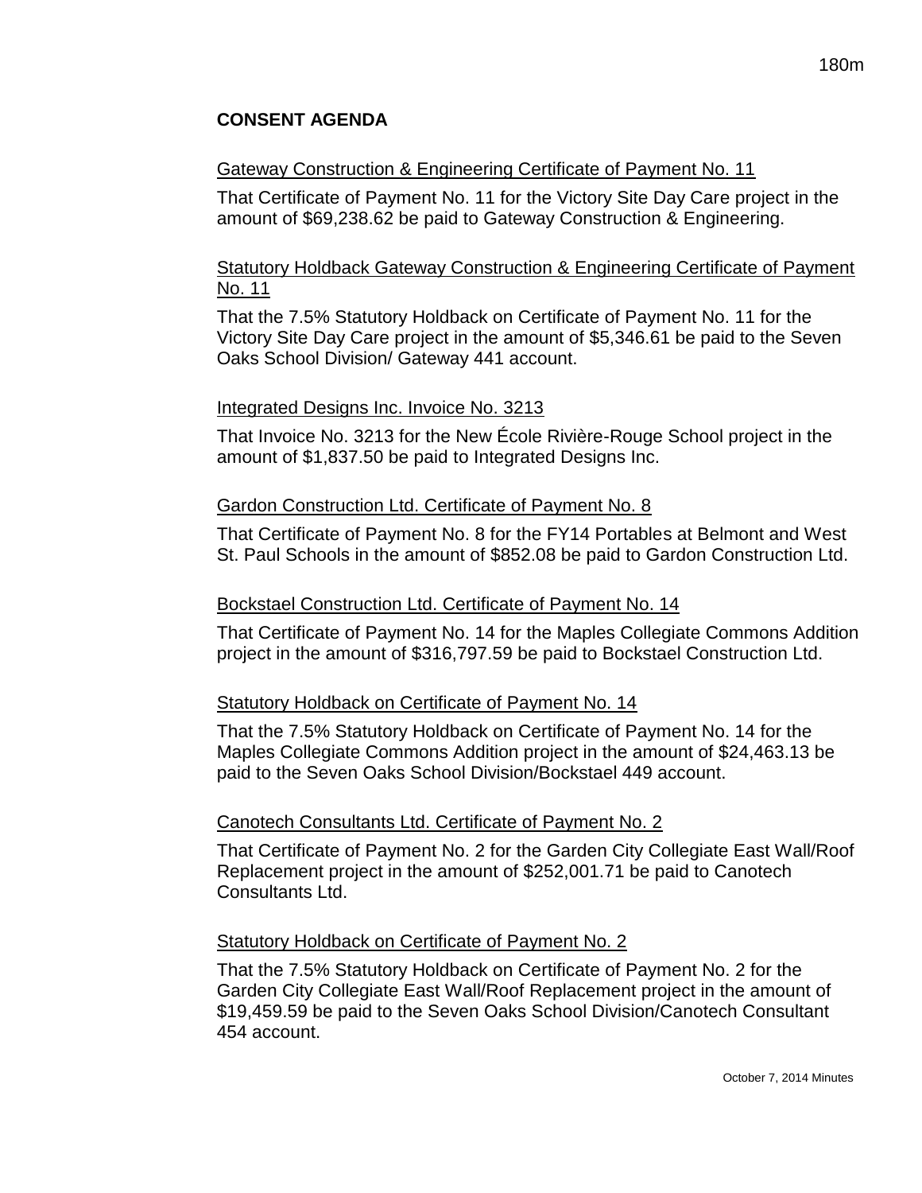## CONSENT AGENDA

Gateway Construction & Engineering Certificate of Payment No. 11

That Certificate of Payment No. 11 for the Victory Site Day Care project in the amount of $69,238.62 be paid to Gateway Construction & Engineering.

Statutory Holdback Gateway Construction & Engineering Certificate of Payment No. 11

That the 7.5% Statutory Holdback on Certificate of Payment No. 11 for the Victory Site Day Care project in the amount of $5,346.61 be paid to the Seven Oaks School Division/ Gateway 441 account.

Integrated Designs Inc. Invoice No. 3213

That Invoice No. 3213 for the New École Rivière-Rouge School project in the amount of $1,837.50 be paid to Integrated Designs Inc.

Gardon Construction Ltd. Certificate of Payment No. 8

That Certificate of Payment No. 8 for the FY14 Portables at Belmont and West St. Paul Schools in the amount of $852.08 be paid to Gardon Construction Ltd.

Bockstael Construction Ltd. Certificate of Payment No. 14

That Certificate of Payment No. 14 for the Maples Collegiate Commons Addition project in the amount of $316,797.59 be paid to Bockstael Construction Ltd.

Statutory Holdback on Certificate of Payment No. 14

That the 7.5% Statutory Holdback on Certificate of Payment No. 14 for the Maples Collegiate Commons Addition project in the amount of $24,463.13 be paid to the Seven Oaks School Division/Bockstael 449 account.

Canotech Consultants Ltd. Certificate of Payment No. 2

That Certificate of Payment No. 2 for the Garden City Collegiate East Wall/Roof Replacement project in the amount of $252,001.71 be paid to Canotech Consultants Ltd.

Statutory Holdback on Certificate of Payment No. 2

That the 7.5% Statutory Holdback on Certificate of Payment No. 2 for the Garden City Collegiate East Wall/Roof Replacement project in the amount of $19,459.59 be paid to the Seven Oaks School Division/Canotech Consultant 454 account.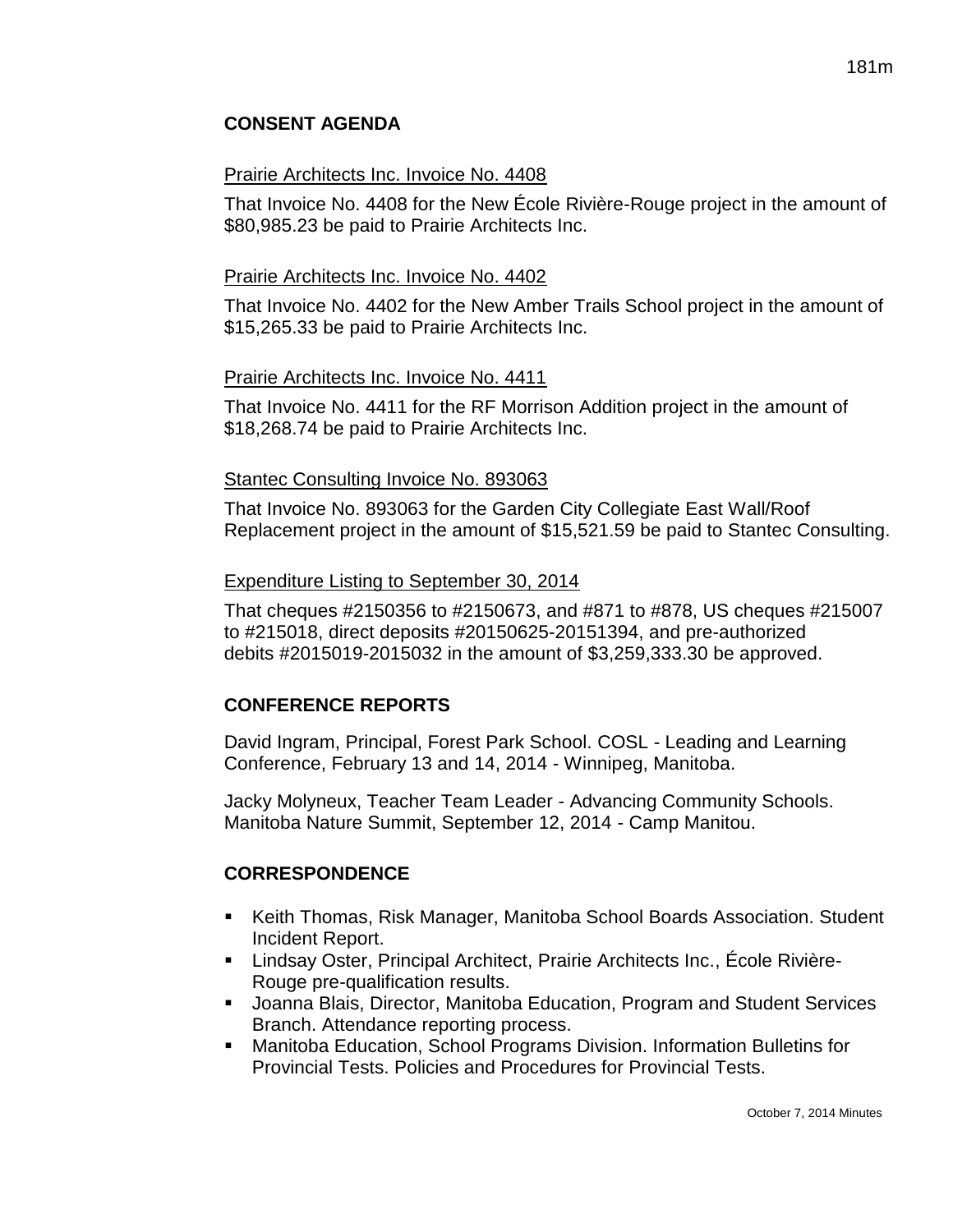## CONSENT AGENDA

Prairie Architects Inc. Invoice No. 4408

That Invoice No. 4408 for the New École Rivière-Rouge project in the amount of $80,985.23 be paid to Prairie Architects Inc.

Prairie Architects Inc. Invoice No. 4402

That Invoice No. 4402 for the New Amber Trails School project in the amount of $15,265.33 be paid to Prairie Architects Inc.

Prairie Architects Inc. Invoice No. 4411

That Invoice No. 4411 for the RF Morrison Addition project in the amount of $18,268.74 be paid to Prairie Architects Inc.

Stantec Consulting Invoice No. 893063

That Invoice No. 893063 for the Garden City Collegiate East Wall/Roof Replacement project in the amount of $15,521.59 be paid to Stantec Consulting.

Expenditure Listing to September 30, 2014

That cheques #2150356 to #2150673, and #871 to #878, US cheques #215007 to #215018, direct deposits #20150625-20151394, and pre-authorized debits #2015019-2015032 in the amount of $3,259,333.30 be approved.

## CONFERENCE REPORTS

David Ingram, Principal, Forest Park School. COSL - Leading and Learning Conference, February 13 and 14, 2014 - Winnipeg, Manitoba.

Jacky Molyneux, Teacher Team Leader - Advancing Community Schools. Manitoba Nature Summit, September 12, 2014 - Camp Manitou.

## CORRESPONDENCE

- Keith Thomas, Risk Manager, Manitoba School Boards Association. Student Incident Report.
- Lindsay Oster, Principal Architect, Prairie Architects Inc., École Rivière-Rouge pre-qualification results.
- Joanna Blais, Director, Manitoba Education, Program and Student Services Branch. Attendance reporting process.
- Manitoba Education, School Programs Division. Information Bulletins for Provincial Tests. Policies and Procedures for Provincial Tests.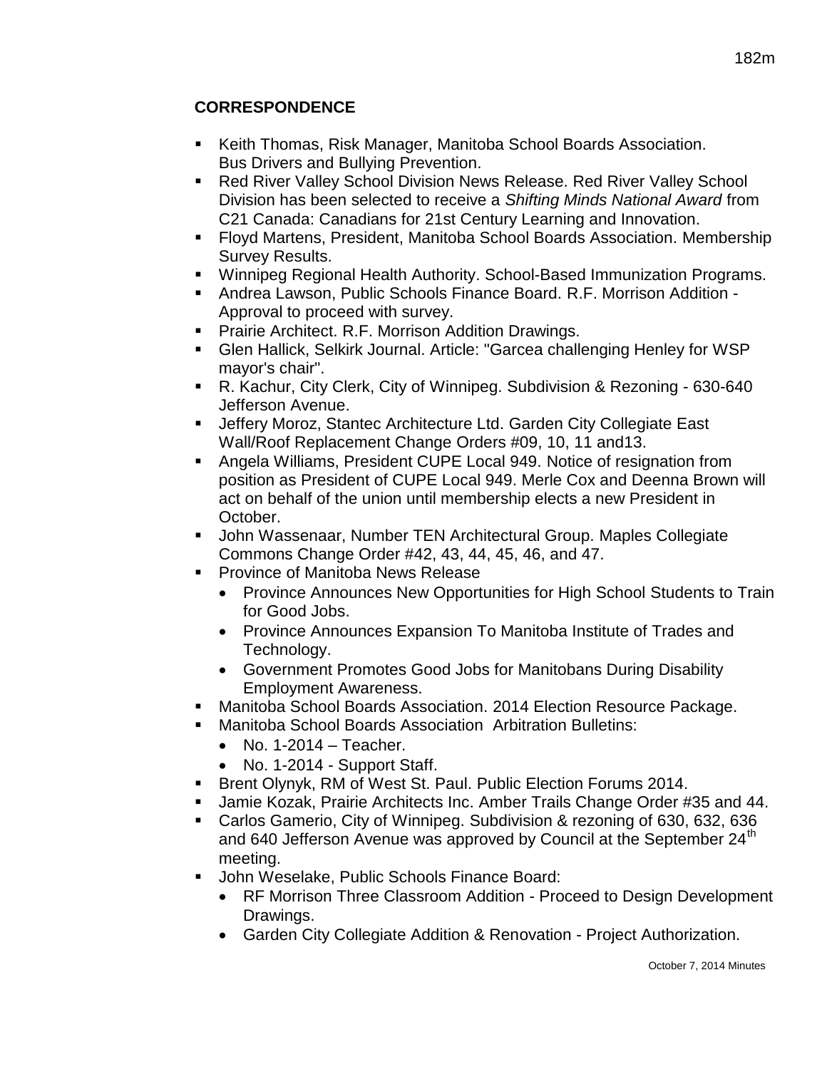## CORRESPONDENCE

- Keith Thomas, Risk Manager, Manitoba School Boards Association. Bus Drivers and Bullying Prevention.
- Red River Valley School Division News Release. Red River Valley School Division has been selected to receive a *Shifting Minds National Award* from C21 Canada: Canadians for 21st Century Learning and Innovation.
- Floyd Martens, President, Manitoba School Boards Association. Membership Survey Results.
- Winnipeg Regional Health Authority. School-Based Immunization Programs.
- Andrea Lawson, Public Schools Finance Board. R.F. Morrison Addition - Approval to proceed with survey.
- Prairie Architect. R.F. Morrison Addition Drawings.
- Glen Hallick, Selkirk Journal. Article: "Garcea challenging Henley for WSP mayor's chair".
- R. Kachur, City Clerk, City of Winnipeg. Subdivision & Rezoning - 630-640 Jefferson Avenue.
- Jeffery Moroz, Stantec Architecture Ltd. Garden City Collegiate East Wall/Roof Replacement Change Orders #09, 10, 11 and13.
- Angela Williams, President CUPE Local 949. Notice of resignation from position as President of CUPE Local 949. Merle Cox and Deenna Brown will act on behalf of the union until membership elects a new President in October.
- John Wassenaar, Number TEN Architectural Group. Maples Collegiate Commons Change Order #42, 43, 44, 45, 46, and 47.
- Province of Manitoba News Release
  - Province Announces New Opportunities for High School Students to Train for Good Jobs.
  - Province Announces Expansion To Manitoba Institute of Trades and Technology.
  - Government Promotes Good Jobs for Manitobans During Disability Employment Awareness.
- Manitoba School Boards Association. 2014 Election Resource Package.
- Manitoba School Boards Association Arbitration Bulletins:
  - No. 1-2014 – Teacher.
  - No. 1-2014 - Support Staff.
- Brent Olynyk, RM of West St. Paul. Public Election Forums 2014.
- Jamie Kozak, Prairie Architects Inc. Amber Trails Change Order #35 and 44.
- Carlos Gamerio, City of Winnipeg. Subdivision & rezoning of 630, 632, 636 and 640 Jefferson Avenue was approved by Council at the September 24th meeting.
- John Weselake, Public Schools Finance Board:
  - RF Morrison Three Classroom Addition - Proceed to Design Development Drawings.
  - Garden City Collegiate Addition & Renovation - Project Authorization.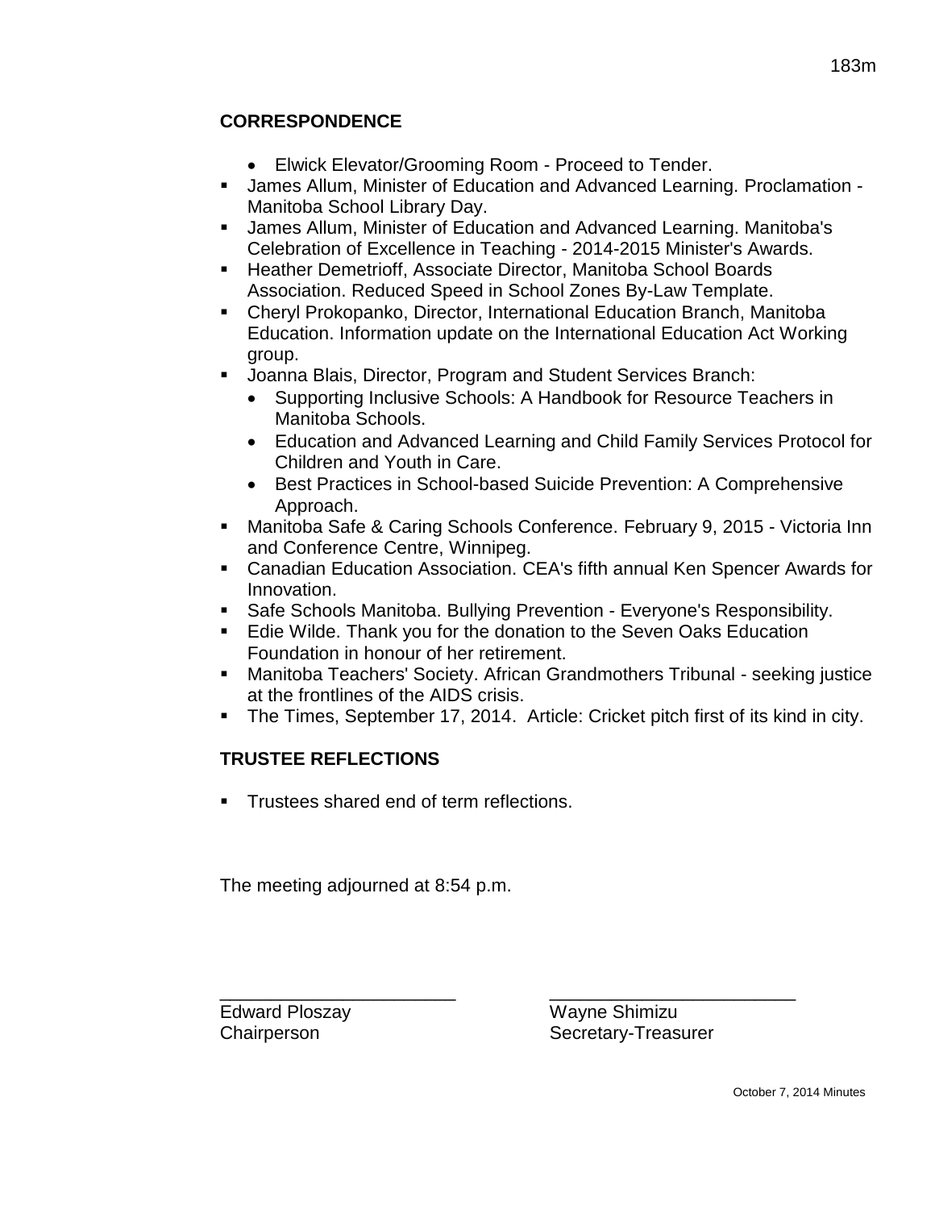## CORRESPONDENCE

- Elwick Elevator/Grooming Room - Proceed to Tender.

- James Allum, Minister of Education and Advanced Learning. Proclamation - Manitoba School Library Day.
- James Allum, Minister of Education and Advanced Learning. Manitoba's Celebration of Excellence in Teaching - 2014-2015 Minister's Awards.
- Heather Demetrioff, Associate Director, Manitoba School Boards Association. Reduced Speed in School Zones By-Law Template.
- Cheryl Prokopanko, Director, International Education Branch, Manitoba Education. Information update on the International Education Act Working group.
- Joanna Blais, Director, Program and Student Services Branch:
  - Supporting Inclusive Schools: A Handbook for Resource Teachers in Manitoba Schools.
  - Education and Advanced Learning and Child Family Services Protocol for Children and Youth in Care.
  - Best Practices in School-based Suicide Prevention: A Comprehensive Approach.
- Manitoba Safe & Caring Schools Conference. February 9, 2015 - Victoria Inn and Conference Centre, Winnipeg.
- Canadian Education Association. CEA's fifth annual Ken Spencer Awards for Innovation.
- Safe Schools Manitoba. Bullying Prevention - Everyone's Responsibility.
- Edie Wilde. Thank you for the donation to the Seven Oaks Education Foundation in honour of her retirement.
- Manitoba Teachers' Society. African Grandmothers Tribunal - seeking justice at the frontlines of the AIDS crisis.
- The Times, September 17, 2014. Article: Cricket pitch first of its kind in city.

## TRUSTEE REFLECTIONS

- Trustees shared end of term reflections.

The meeting adjourned at 8:54 p.m.

| | |
|---|---|
| \_\_\_\_\_\_\_\_\_\_\_\_\_\_\_\_\_\_\_\_\_\_\_\_ | \_\_\_\_\_\_\_\_\_\_\_\_\_\_\_\_\_\_\_\_\_\_\_\_ |
| Edward Ploszay | Wayne Shimizu |
| Chairperson | Secretary-Treasurer |